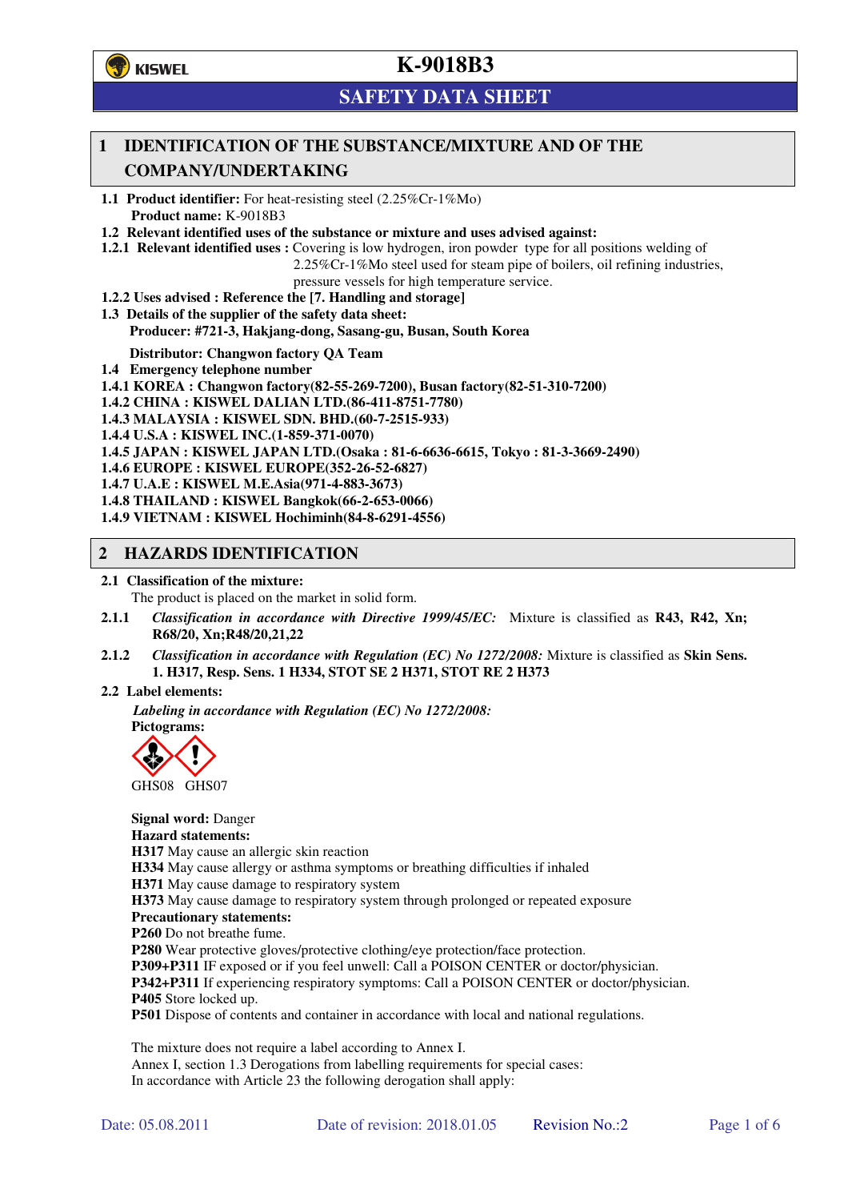# K-9018B3

## SAFETY DATA SHEET

## 1 IDENTIFICATION OF THE SUBSTANCE/MIXTURE AND OF THE COMPANY/UNDERTAKING

**1.1 Product identifier:** For heat-resisting steel (2.25%Cr-1%Mo)
**Product name:** K-9018B3

**1.2 Relevant identified uses of the substance or mixture and uses advised against:**

**1.2.1 Relevant identified uses :** Covering is low hydrogen, iron powder type for all positions welding of 2.25%Cr-1%Mo steel used for steam pipe of boilers, oil refining industries, pressure vessels for high temperature service.

**1.2.2 Uses advised : Reference the [7. Handling and storage]**

**1.3 Details of the supplier of the safety data sheet:**
**Producer: #721-3, Hakjang-dong, Sasang-gu, Busan, South Korea**

**Distributor: Changwon factory QA Team**

**1.4 Emergency telephone number**

**1.4.1 KOREA : Changwon factory(82-55-269-7200), Busan factory(82-51-310-7200)**
**1.4.2 CHINA : KISWEL DALIAN LTD.(86-411-8751-7780)**
**1.4.3 MALAYSIA : KISWEL SDN. BHD.(60-7-2515-933)**
**1.4.4 U.S.A : KISWEL INC.(1-859-371-0070)**
**1.4.5 JAPAN : KISWEL JAPAN LTD.(Osaka : 81-6-6636-6615, Tokyo : 81-3-3669-2490)**
**1.4.6 EUROPE : KISWEL EUROPE(352-26-52-6827)**
**1.4.7 U.A.E : KISWEL M.E.Asia(971-4-883-3673)**
**1.4.8 THAILAND : KISWEL Bangkok(66-2-653-0066)**
**1.4.9 VIETNAM : KISWEL Hochiminh(84-8-6291-4556)**

## 2 HAZARDS IDENTIFICATION

**2.1 Classification of the mixture:**
The product is placed on the market in solid form.

**2.1.1** *Classification in accordance with Directive 1999/45/EC:* Mixture is classified as **R43, R42, Xn; R68/20, Xn;R48/20,21,22**

**2.1.2** *Classification in accordance with Regulation (EC) No 1272/2008:* Mixture is classified as **Skin Sens. 1. H317, Resp. Sens. 1 H334, STOT SE 2 H371, STOT RE 2 H373**

**2.2 Label elements:**

*Labeling in accordance with Regulation (EC) No 1272/2008:*

**Pictograms:**

GHS08 GHS07

**Signal word:** Danger

**Hazard statements:**
**H317** May cause an allergic skin reaction
**H334** May cause allergy or asthma symptoms or breathing difficulties if inhaled
**H371** May cause damage to respiratory system
**H373** May cause damage to respiratory system through prolonged or repeated exposure

**Precautionary statements:**
**P260** Do not breathe fume.
**P280** Wear protective gloves/protective clothing/eye protection/face protection.
**P309+P311** IF exposed or if you feel unwell: Call a POISON CENTER or doctor/physician.
**P342+P311** If experiencing respiratory symptoms: Call a POISON CENTER or doctor/physician.
**P405** Store locked up.
**P501** Dispose of contents and container in accordance with local and national regulations.

The mixture does not require a label according to Annex I.
Annex I, section 1.3 Derogations from labelling requirements for special cases:
In accordance with Article 23 the following derogation shall apply:

Date: 05.08.2011 Date of revision: 2018.01.05 Revision No.:2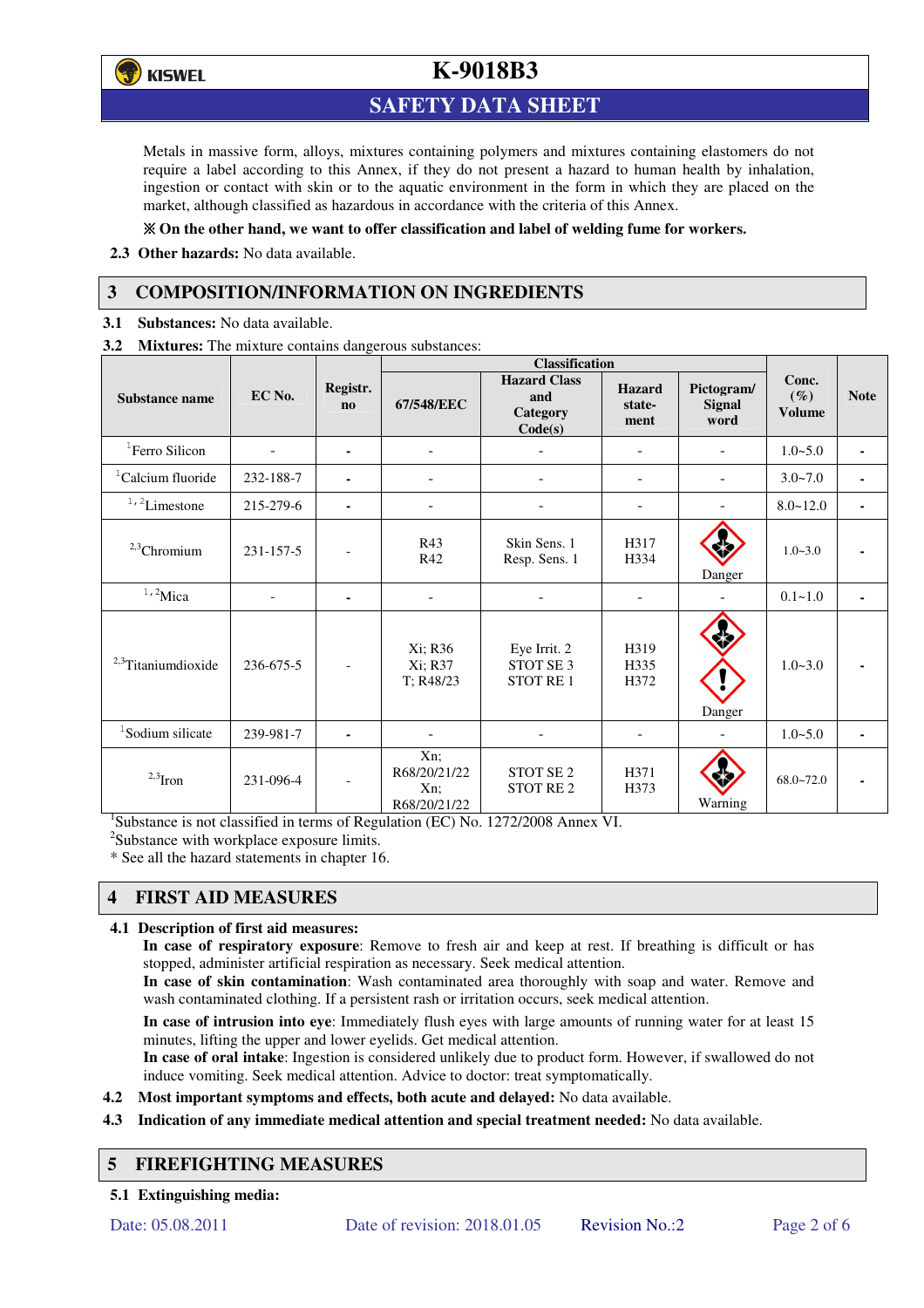Metals in massive form, alloys, mixtures containing polymers and mixtures containing elastomers do not require a label according to this Annex, if they do not present a hazard to human health by inhalation, ingestion or contact with skin or to the aquatic environment in the form in which they are placed on the market, although classified as hazardous in accordance with the criteria of this Annex.

**※ On the other hand, we want to offer classification and label of welding fume for workers.**

**2.3 Other hazards:** No data available.

## 3 COMPOSITION/INFORMATION ON INGREDIENTS

**3.1 Substances:** No data available.

**3.2 Mixtures:** The mixture contains dangerous substances:

| Substance name | EC No. | Registr. no | Classification | | | | Conc. (%) Volume | Note |
|---|---|---|---|---|---|---|---|---|
| | | | 67/548/EEC | Hazard Class and Category Code(s) | Hazard statement | Pictogram/ Signal word | | |
| [1]Ferro Silicon | - | - | - | - | - | - | 1.0~5.0 | - |
| [1]Calcium fluoride | 232-188-7 | - | - | - | - | - | 3.0~7.0 | - |
| [1,2]Limestone | 215-279-6 | - | - | - | - | - | 8.0~12.0 | - |
| [2,3]Chromium | 231-157-5 | - | R43 R42 | Skin Sens. 1 Resp. Sens. 1 | H317 H334 | Danger | 1.0~3.0 | - |
| [1,2]Mica | - | - | - | - | - | - | 0.1~1.0 | - |
| [2,3]Titaniumdioxide | 236-675-5 | - | Xi; R36 Xi; R37 T; R48/23 | Eye Irrit. 2 STOT SE 3 STOT RE 1 | H319 H335 H372 | Danger | 1.0~3.0 | - |
| [1]Sodium silicate | 239-981-7 | - | - | - | - | - | 1.0~5.0 | - |
| [2,3]Iron | 231-096-4 | - | Xn; R68/20/21/22 Xn; R68/20/21/22 | STOT SE 2 STOT RE 2 | H371 H373 | Warning | 68.0~72.0 | - |

[1]Substance is not classified in terms of Regulation (EC) No. 1272/2008 Annex VI.
[2]Substance with workplace exposure limits.
* See all the hazard statements in chapter 16.

## 4 FIRST AID MEASURES

**4.1 Description of first aid measures:**

**In case of respiratory exposure**: Remove to fresh air and keep at rest. If breathing is difficult or has stopped, administer artificial respiration as necessary. Seek medical attention.

**In case of skin contamination**: Wash contaminated area thoroughly with soap and water. Remove and wash contaminated clothing. If a persistent rash or irritation occurs, seek medical attention.

**In case of intrusion into eye**: Immediately flush eyes with large amounts of running water for at least 15 minutes, lifting the upper and lower eyelids. Get medical attention.

**In case of oral intake**: Ingestion is considered unlikely due to product form. However, if swallowed do not induce vomiting. Seek medical attention. Advice to doctor: treat symptomatically.

**4.2 Most important symptoms and effects, both acute and delayed:** No data available.

**4.3 Indication of any immediate medical attention and special treatment needed:** No data available.

## 5 FIREFIGHTING MEASURES

**5.1 Extinguishing media:**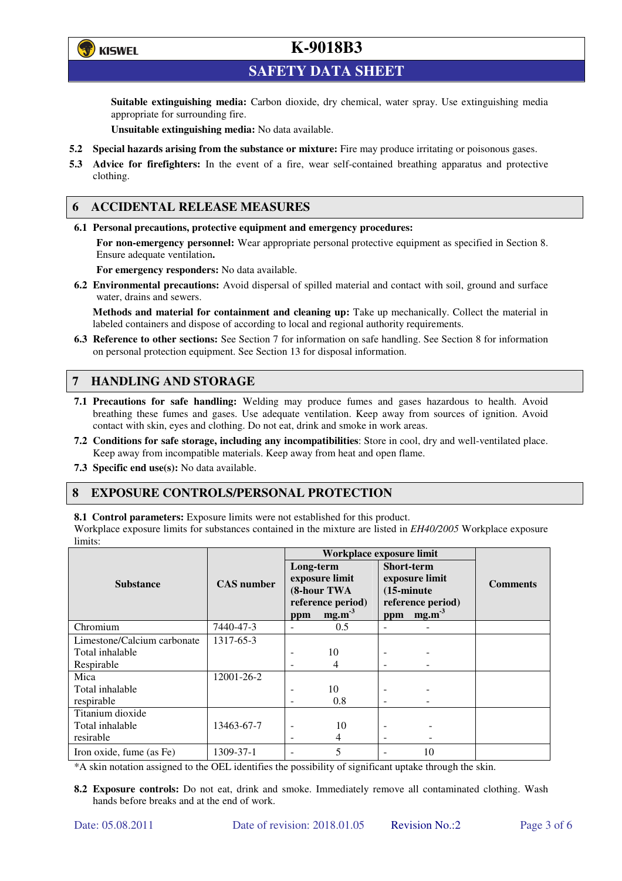**Suitable extinguishing media:** Carbon dioxide, dry chemical, water spray. Use extinguishing media appropriate for surrounding fire.

**Unsuitable extinguishing media:** No data available.

**5.2 Special hazards arising from the substance or mixture:** Fire may produce irritating or poisonous gases.

**5.3 Advice for firefighters:** In the event of a fire, wear self-contained breathing apparatus and protective clothing.

## 6 ACCIDENTAL RELEASE MEASURES

**6.1 Personal precautions, protective equipment and emergency procedures:**

**For non-emergency personnel:** Wear appropriate personal protective equipment as specified in Section 8. Ensure adequate ventilation**.**

**For emergency responders:** No data available.

**6.2 Environmental precautions:** Avoid dispersal of spilled material and contact with soil, ground and surface water, drains and sewers.

**Methods and material for containment and cleaning up:** Take up mechanically. Collect the material in labeled containers and dispose of according to local and regional authority requirements.

**6.3 Reference to other sections:** See Section 7 for information on safe handling. See Section 8 for information on personal protection equipment. See Section 13 for disposal information.

## 7 HANDLING AND STORAGE

**7.1 Precautions for safe handling:** Welding may produce fumes and gases hazardous to health. Avoid breathing these fumes and gases. Use adequate ventilation. Keep away from sources of ignition. Avoid contact with skin, eyes and clothing. Do not eat, drink and smoke in work areas.

**7.2 Conditions for safe storage, including any incompatibilities**: Store in cool, dry and well-ventilated place. Keep away from incompatible materials. Keep away from heat and open flame.

**7.3 Specific end use(s):** No data available.

## 8 EXPOSURE CONTROLS/PERSONAL PROTECTION

**8.1 Control parameters:** Exposure limits were not established for this product.
Workplace exposure limits for substances contained in the mixture are listed in *EH40/2005* Workplace exposure limits:

| Substance | CAS number | Workplace exposure limit | | | | Comments |
|---|---|---|---|---|---|---|
| | | Long-term exposure limit (8-hour TWA reference period) | | Short-term exposure limit (15-minute reference period) | | |
| | | ppm | $mg.m^{-3}$ | ppm | $mg.m^{-3}$ | |
| Chromium | 7440-47-3 | - | 0.5 | - | - | |
| Limestone/Calcium carbonate<br>Total inhalable<br>Respirable | 1317-65-3 | <br>-<br>- | <br>10<br>4 | <br>-<br>- | <br>-<br>- | |
| Mica<br>Total inhalable<br>respirable | 12001-26-2 | <br>-<br>- | <br>10<br>0.8 | <br>-<br>- | <br>-<br>- | |
| Titanium dioxide<br>Total inhalable<br>resirable | 13463-67-7 | <br>-<br>- | <br>10<br>4 | <br>-<br>- | <br>-<br>- | |
| Iron oxide, fume (as Fe) | 1309-37-1 | - | 5 | - | 10 | |

*A skin notation assigned to the OEL identifies the possibility of significant uptake through the skin.

**8.2 Exposure controls:** Do not eat, drink and smoke. Immediately remove all contaminated clothing. Wash hands before breaks and at the end of work.

Date: 05.08.2011 Date of revision: 2018.01.05 Revision No.:2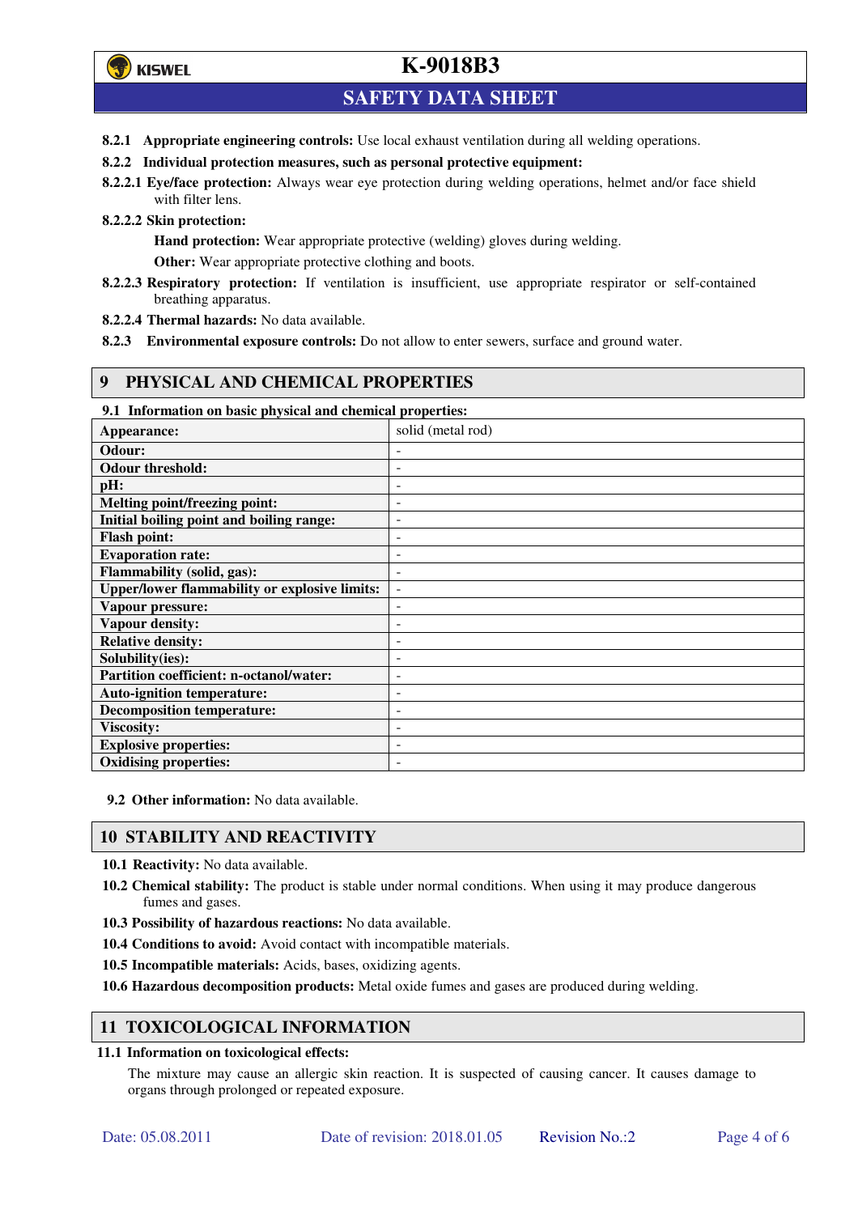**8.2.1 Appropriate engineering controls:** Use local exhaust ventilation during all welding operations.

**8.2.2 Individual protection measures, such as personal protective equipment:**

**8.2.2.1 Eye/face protection:** Always wear eye protection during welding operations, helmet and/or face shield with filter lens.

**8.2.2.2 Skin protection:**

**Hand protection:** Wear appropriate protective (welding) gloves during welding.

**Other:** Wear appropriate protective clothing and boots.

**8.2.2.3 Respiratory protection:** If ventilation is insufficient, use appropriate respirator or self-contained breathing apparatus.

**8.2.2.4 Thermal hazards:** No data available.

**8.2.3 Environmental exposure controls:** Do not allow to enter sewers, surface and ground water.

## 9 PHYSICAL AND CHEMICAL PROPERTIES

**9.1 Information on basic physical and chemical properties:**

| | |
|---|---|
| **Appearance:** | solid (metal rod) |
| **Odour:** | - |
| **Odour threshold:** | - |
| **pH:** | - |
| **Melting point/freezing point:** | - |
| **Initial boiling point and boiling range:** | - |
| **Flash point:** | - |
| **Evaporation rate:** | - |
| **Flammability (solid, gas):** | - |
| **Upper/lower flammability or explosive limits:** | - |
| **Vapour pressure:** | - |
| **Vapour density:** | - |
| **Relative density:** | - |
| **Solubility(ies):** | - |
| **Partition coefficient: n-octanol/water:** | - |
| **Auto-ignition temperature:** | - |
| **Decomposition temperature:** | - |
| **Viscosity:** | - |
| **Explosive properties:** | - |
| **Oxidising properties:** | - |

**9.2 Other information:** No data available.

## 10 STABILITY AND REACTIVITY

**10.1 Reactivity:** No data available.

**10.2 Chemical stability:** The product is stable under normal conditions. When using it may produce dangerous fumes and gases.

**10.3 Possibility of hazardous reactions:** No data available.

**10.4 Conditions to avoid:** Avoid contact with incompatible materials.

**10.5 Incompatible materials:** Acids, bases, oxidizing agents.

**10.6 Hazardous decomposition products:** Metal oxide fumes and gases are produced during welding.

## 11 TOXICOLOGICAL INFORMATION

**11.1 Information on toxicological effects:**

The mixture may cause an allergic skin reaction. It is suspected of causing cancer. It causes damage to organs through prolonged or repeated exposure.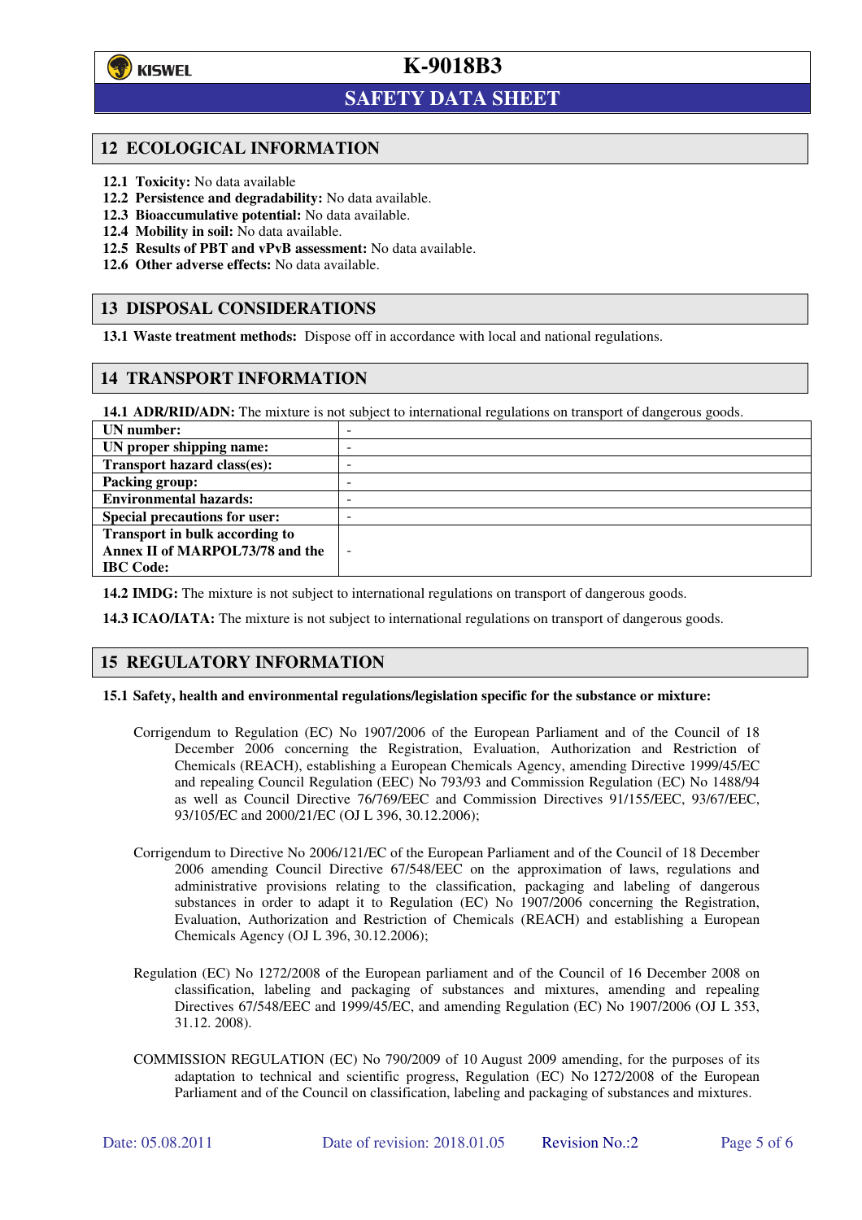## 12 ECOLOGICAL INFORMATION

**12.1 Toxicity:** No data available
**12.2 Persistence and degradability:** No data available.
**12.3 Bioaccumulative potential:** No data available.
**12.4 Mobility in soil:** No data available.
**12.5 Results of PBT and vPvB assessment:** No data available.
**12.6 Other adverse effects:** No data available.

## 13 DISPOSAL CONSIDERATIONS

**13.1 Waste treatment methods:** Dispose off in accordance with local and national regulations.

## 14 TRANSPORT INFORMATION

**14.1 ADR/RID/ADN:** The mixture is not subject to international regulations on transport of dangerous goods.

| | |
|---|---|
| **UN number:** | - |
| **UN proper shipping name:** | - |
| **Transport hazard class(es):** | - |
| **Packing group:** | - |
| **Environmental hazards:** | - |
| **Special precautions for user:** | - |
| **Transport in bulk according to Annex II of MARPOL73/78 and the IBC Code:** | - |

**14.2 IMDG:** The mixture is not subject to international regulations on transport of dangerous goods.

**14.3 ICAO/IATA:** The mixture is not subject to international regulations on transport of dangerous goods.

## 15 REGULATORY INFORMATION

**15.1 Safety, health and environmental regulations/legislation specific for the substance or mixture:**

Corrigendum to Regulation (EC) No 1907/2006 of the European Parliament and of the Council of 18 December 2006 concerning the Registration, Evaluation, Authorization and Restriction of Chemicals (REACH), establishing a European Chemicals Agency, amending Directive 1999/45/EC and repealing Council Regulation (EEC) No 793/93 and Commission Regulation (EC) No 1488/94 as well as Council Directive 76/769/EEC and Commission Directives 91/155/EEC, 93/67/EEC, 93/105/EC and 2000/21/EC (OJ L 396, 30.12.2006);

Corrigendum to Directive No 2006/121/EC of the European Parliament and of the Council of 18 December 2006 amending Council Directive 67/548/EEC on the approximation of laws, regulations and administrative provisions relating to the classification, packaging and labeling of dangerous substances in order to adapt it to Regulation (EC) No 1907/2006 concerning the Registration, Evaluation, Authorization and Restriction of Chemicals (REACH) and establishing a European Chemicals Agency (OJ L 396, 30.12.2006);

Regulation (EC) No 1272/2008 of the European parliament and of the Council of 16 December 2008 on classification, labeling and packaging of substances and mixtures, amending and repealing Directives 67/548/EEC and 1999/45/EC, and amending Regulation (EC) No 1907/2006 (OJ L 353, 31.12. 2008).

COMMISSION REGULATION (EC) No 790/2009 of 10 August 2009 amending, for the purposes of its adaptation to technical and scientific progress, Regulation (EC) No 1272/2008 of the European Parliament and of the Council on classification, labeling and packaging of substances and mixtures.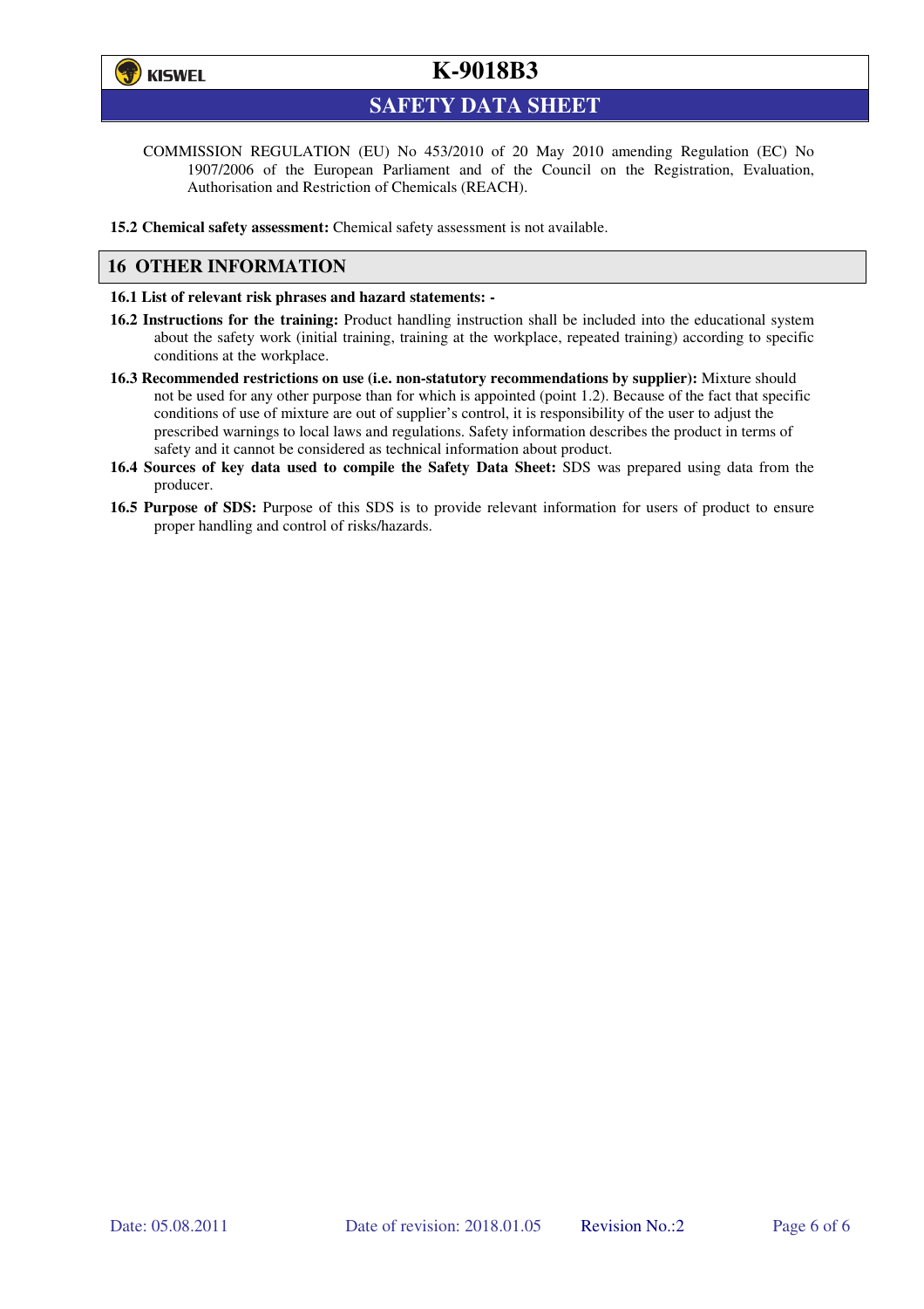COMMISSION REGULATION (EU) No 453/2010 of 20 May 2010 amending Regulation (EC) No 1907/2006 of the European Parliament and of the Council on the Registration, Evaluation, Authorisation and Restriction of Chemicals (REACH).

**15.2 Chemical safety assessment:** Chemical safety assessment is not available.

## 16 OTHER INFORMATION

**16.1 List of relevant risk phrases and hazard statements: -**

**16.2 Instructions for the training:** Product handling instruction shall be included into the educational system about the safety work (initial training, training at the workplace, repeated training) according to specific conditions at the workplace.

**16.3 Recommended restrictions on use (i.e. non-statutory recommendations by supplier):** Mixture should not be used for any other purpose than for which is appointed (point 1.2). Because of the fact that specific conditions of use of mixture are out of supplier's control, it is responsibility of the user to adjust the prescribed warnings to local laws and regulations. Safety information describes the product in terms of safety and it cannot be considered as technical information about product.

**16.4 Sources of key data used to compile the Safety Data Sheet:** SDS was prepared using data from the producer.

**16.5 Purpose of SDS:** Purpose of this SDS is to provide relevant information for users of product to ensure proper handling and control of risks/hazards.